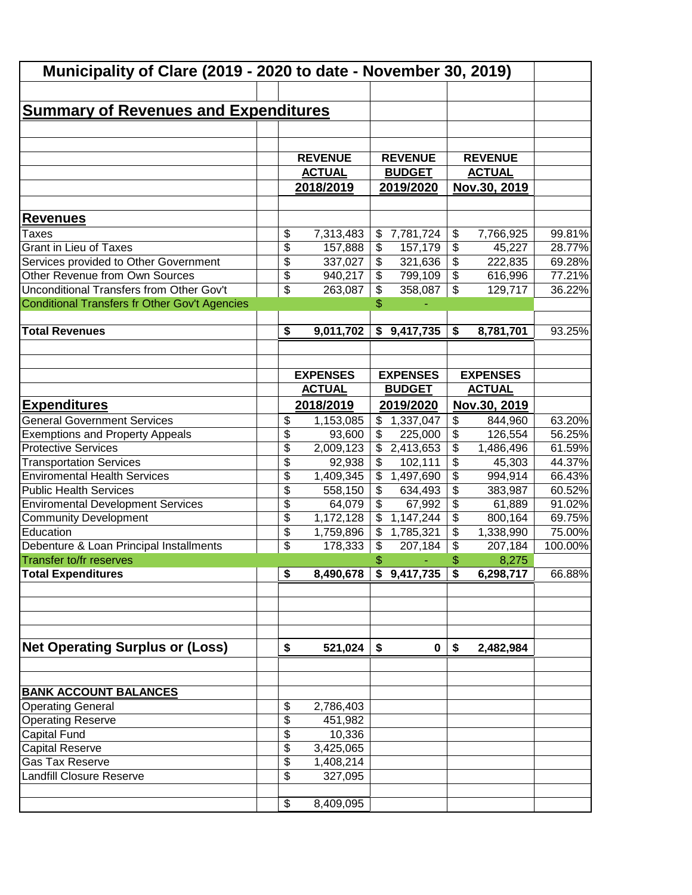# Municipality of Clare (2019 - 2020 to date - November 30, 2019)

## Summary of Revenues and Expenditures

| | REVENUE ACTUAL 2018/2019 | REVENUE BUDGET 2019/2020 | REVENUE ACTUAL Nov.30, 2019 | |
|---|---|---|---|---|
| **Revenues** | | | | |
| Taxes | $ 7,313,483 | $ 7,781,724 | $ 7,766,925 | 99.81% |
| Grant in Lieu of Taxes | $ 157,888 | $ 157,179 | $ 45,227 | 28.77% |
| Services provided to Other Government | $ 337,027 | $ 321,636 | $ 222,835 | 69.28% |
| Other Revenue from Own Sources | $ 940,217 | $ 799,109 | $ 616,996 | 77.21% |
| Unconditional Transfers from Other Gov't | $ 263,087 | $ 358,087 | $ 129,717 | 36.22% |
| Conditional Transfers fr Other Gov't Agencies | | $ - | | |
| **Total Revenues** | **$ 9,011,702** | **$ 9,417,735** | **$ 8,781,701** | 93.25% |

| | EXPENSES ACTUAL 2018/2019 | EXPENSES BUDGET 2019/2020 | EXPENSES ACTUAL Nov.30, 2019 | |
|---|---|---|---|---|
| **Expenditures** | | | | |
| General Government Services | $ 1,153,085 | $ 1,337,047 | $ 844,960 | 63.20% |
| Exemptions and Property Appeals | $ 93,600 | $ 225,000 | $ 126,554 | 56.25% |
| Protective Services | $ 2,009,123 | $ 2,413,653 | $ 1,486,496 | 61.59% |
| Transportation Services | $ 92,938 | $ 102,111 | $ 45,303 | 44.37% |
| Enviromental Health Services | $ 1,409,345 | $ 1,497,690 | $ 994,914 | 66.43% |
| Public Health Services | $ 558,150 | $ 634,493 | $ 383,987 | 60.52% |
| Enviromental Development Services | $ 64,079 | $ 67,992 | $ 61,889 | 91.02% |
| Community Development | $ 1,172,128 | $ 1,147,244 | $ 800,164 | 69.75% |
| Education | $ 1,759,896 | $ 1,785,321 | $ 1,338,990 | 75.00% |
| Debenture & Loan Principal Installments | $ 178,333 | $ 207,184 | $ 207,184 | 100.00% |
| Transfer to/fr reserves | | $ - | $ 8,275 | |
| **Total Expenditures** | **$ 8,490,678** | **$ 9,417,735** | **$ 6,298,717** | 66.88% |
| | | | | |
| **Net Operating Surplus or (Loss)** | **$ 521,024** | **$ 0** | **$ 2,482,984** | |

| **BANK ACCOUNT BALANCES** | |
|---|---|
| Operating General | $ 2,786,403 |
| Operating Reserve | $ 451,982 |
| Capital Fund | $ 10,336 |
| Capital Reserve | $ 3,425,065 |
| Gas Tax Reserve | $ 1,408,214 |
| Landfill Closure Reserve | $ 327,095 |
| | $ 8,409,095 |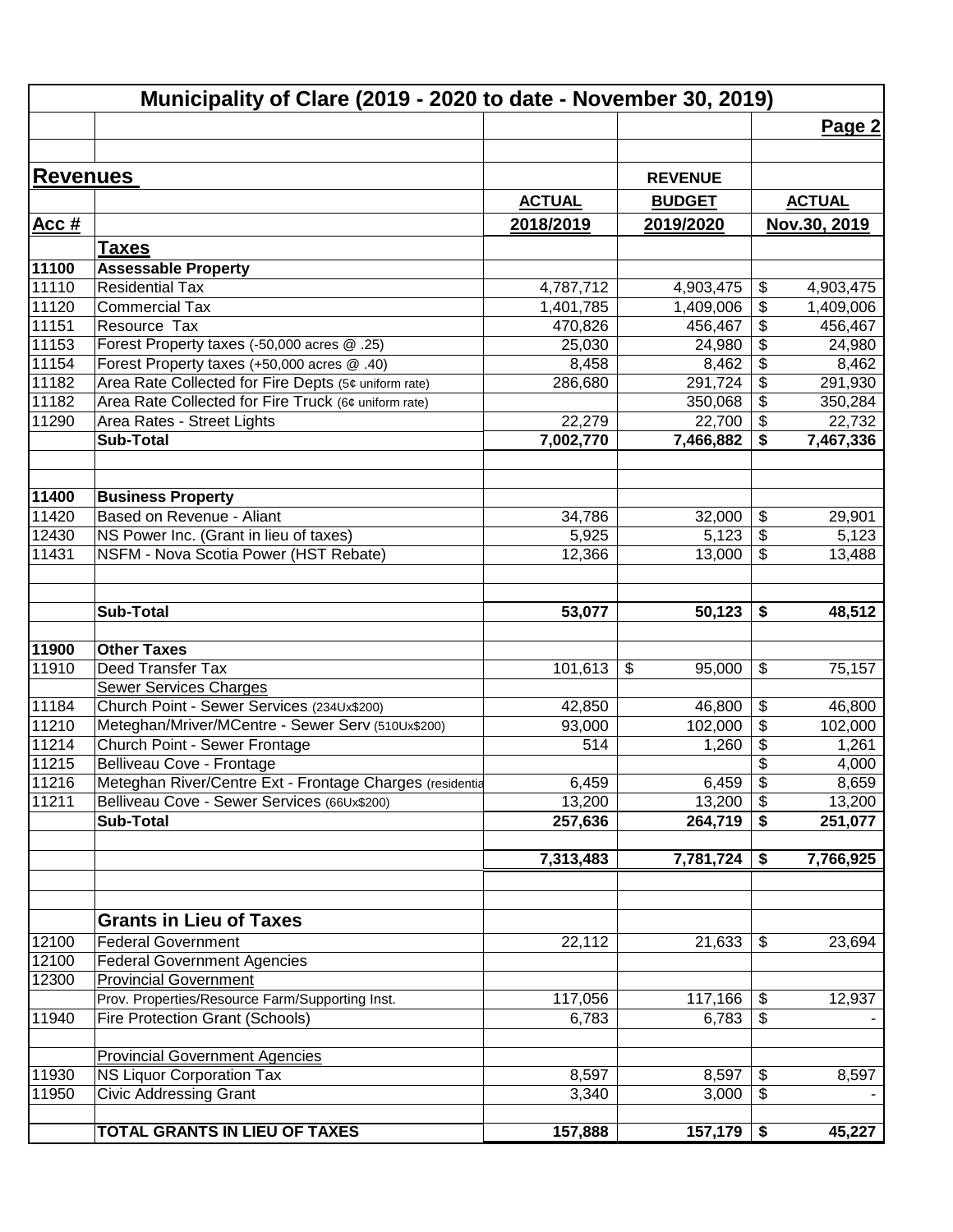# Municipality of Clare (2019 - 2020 to date - November 30, 2019)

**Page 2**

| Acc # | Revenues | ACTUAL 2018/2019 | REVENUE BUDGET 2019/2020 | ACTUAL Nov.30, 2019 |
|---|---|---|---|---|
| | **Taxes** | | | |
| **11100** | **Assessable Property** | | | |
| 11110 | Residential Tax | 4,787,712 | 4,903,475 | $ 4,903,475 |
| 11120 | Commercial Tax | 1,401,785 | 1,409,006 | $ 1,409,006 |
| 11151 | Resource Tax | 470,826 | 456,467 | $ 456,467 |
| 11153 | Forest Property taxes (-50,000 acres @ .25) | 25,030 | 24,980 | $ 24,980 |
| 11154 | Forest Property taxes (+50,000 acres @ .40) | 8,458 | 8,462 | $ 8,462 |
| 11182 | Area Rate Collected for Fire Depts (5¢ uniform rate) | 286,680 | 291,724 | $ 291,930 |
| 11182 | Area Rate Collected for Fire Truck (6¢ uniform rate) | | 350,068 | $ 350,284 |
| 11290 | Area Rates - Street Lights | 22,279 | 22,700 | $ 22,732 |
| | **Sub-Total** | **7,002,770** | **7,466,882** | **$ 7,467,336** |
| **11400** | **Business Property** | | | |
| 11420 | Based on Revenue - Aliant | 34,786 | 32,000 | $ 29,901 |
| 12430 | NS Power Inc. (Grant in lieu of taxes) | 5,925 | 5,123 | $ 5,123 |
| 11431 | NSFM - Nova Scotia Power (HST Rebate) | 12,366 | 13,000 | $ 13,488 |
| | **Sub-Total** | **53,077** | **50,123** | **$ 48,512** |
| **11900** | **Other Taxes** | | | |
| 11910 | Deed Transfer Tax | 101,613 | $ 95,000 | $ 75,157 |
| | Sewer Services Charges | | | |
| 11184 | Church Point - Sewer Services (234Ux$200) | 42,850 | 46,800 | $ 46,800 |
| 11210 | Meteghan/Mriver/MCentre - Sewer Serv (510Ux$200) | 93,000 | 102,000 | $ 102,000 |
| 11214 | Church Point - Sewer Frontage | 514 | 1,260 | $ 1,261 |
| 11215 | Belliveau Cove - Frontage | | | $ 4,000 |
| 11216 | Meteghan River/Centre Ext - Frontage Charges (residentia | 6,459 | 6,459 | $ 8,659 |
| 11211 | Belliveau Cove - Sewer Services (66Ux$200) | 13,200 | 13,200 | $ 13,200 |
| | **Sub-Total** | **257,636** | **264,719** | **$ 251,077** |
| | | **7,313,483** | **7,781,724** | **$ 7,766,925** |
| | **Grants in Lieu of Taxes** | | | |
| 12100 | Federal Government | 22,112 | 21,633 | $ 23,694 |
| 12100 | Federal Government Agencies | | | |
| 12300 | Provincial Government | | | |
| | Prov. Properties/Resource Farm/Supporting Inst. | 117,056 | 117,166 | $ 12,937 |
| 11940 | Fire Protection Grant (Schools) | 6,783 | 6,783 | $ - |
| | Provincial Government Agencies | | | |
| 11930 | NS Liquor Corporation Tax | 8,597 | 8,597 | $ 8,597 |
| 11950 | Civic Addressing Grant | 3,340 | 3,000 | $ - |
| | **TOTAL GRANTS IN LIEU OF TAXES** | **157,888** | **157,179** | **$ 45,227** |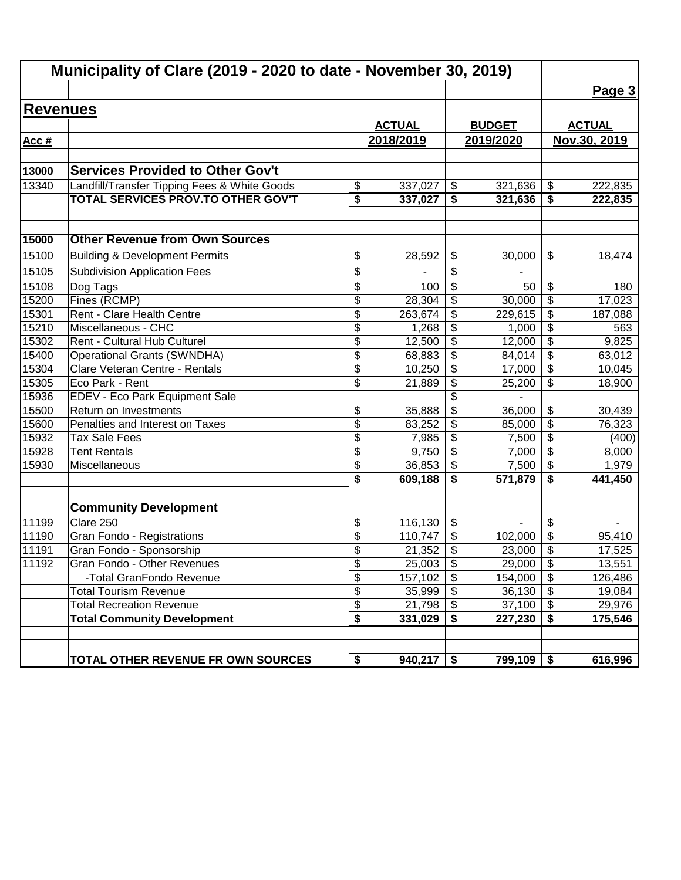# Municipality of Clare (2019 - 2020 to date - November 30, 2019)

## Revenues

| Acc # | | ACTUAL 2018/2019 | BUDGET 2019/2020 | ACTUAL Nov.30, 2019 |
|---|---|---|---|---|
| **13000** | **Services Provided to Other Gov't** | | | |
| 13340 | Landfill/Transfer Tipping Fees & White Goods | $ 337,027 | $ 321,636 | $ 222,835 |
| | **TOTAL SERVICES PROV.TO OTHER GOV'T** | **$ 337,027** | **$ 321,636** | **$ 222,835** |
| | | | | |
| **15000** | **Other Revenue from Own Sources** | | | |
| 15100 | Building & Development Permits | $ 28,592 | $ 30,000 | $ 18,474 |
| 15105 | Subdivision Application Fees | $ - | $ - | |
| 15108 | Dog Tags | $ 100 | $ 50 | $ 180 |
| 15200 | Fines (RCMP) | $ 28,304 | $ 30,000 | $ 17,023 |
| 15301 | Rent - Clare Health Centre | $ 263,674 | $ 229,615 | $ 187,088 |
| 15210 | Miscellaneous - CHC | $ 1,268 | $ 1,000 | $ 563 |
| 15302 | Rent - Cultural Hub Culturel | $ 12,500 | $ 12,000 | $ 9,825 |
| 15400 | Operational Grants (SWNDHA) | $ 68,883 | $ 84,014 | $ 63,012 |
| 15304 | Clare Veteran Centre - Rentals | $ 10,250 | $ 17,000 | $ 10,045 |
| 15305 | Eco Park - Rent | $ 21,889 | $ 25,200 | $ 18,900 |
| 15936 | EDEV - Eco Park Equipment Sale | | $ - | |
| 15500 | Return on Investments | $ 35,888 | $ 36,000 | $ 30,439 |
| 15600 | Penalties and Interest on Taxes | $ 83,252 | $ 85,000 | $ 76,323 |
| 15932 | Tax Sale Fees | $ 7,985 | $ 7,500 | $ (400) |
| 15928 | Tent Rentals | $ 9,750 | $ 7,000 | $ 8,000 |
| 15930 | Miscellaneous | $ 36,853 | $ 7,500 | $ 1,979 |
| | | **$ 609,188** | **$ 571,879** | **$ 441,450** |
| | | | | |
| | **Community Development** | | | |
| 11199 | Clare 250 | $ 116,130 | $ - | $ - |
| 11190 | Gran Fondo - Registrations | $ 110,747 | $ 102,000 | $ 95,410 |
| 11191 | Gran Fondo - Sponsorship | $ 21,352 | $ 23,000 | $ 17,525 |
| 11192 | Gran Fondo - Other Revenues | $ 25,003 | $ 29,000 | $ 13,551 |
| | -Total GranFondo Revenue | $ 157,102 | $ 154,000 | $ 126,486 |
| | Total Tourism Revenue | $ 35,999 | $ 36,130 | $ 19,084 |
| | Total Recreation Revenue | $ 21,798 | $ 37,100 | $ 29,976 |
| | **Total Community Development** | **$ 331,029** | **$ 227,230** | **$ 175,546** |
| | | | | |
| | **TOTAL OTHER REVENUE FR OWN SOURCES** | **$ 940,217** | **$ 799,109** | **$ 616,996** |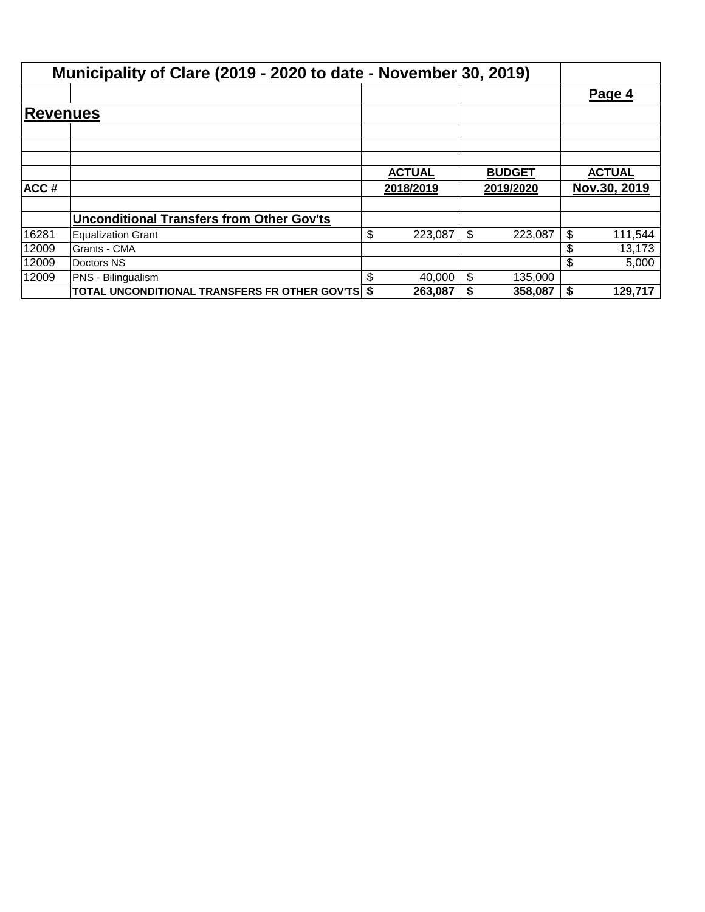## Municipality of Clare (2019 - 2020 to date - November 30, 2019)

**Page 4**

## Revenues

| ACC # | | ACTUAL 2018/2019 | BUDGET 2019/2020 | ACTUAL Nov.30, 2019 |
|---|---|---|---|---|
| | **Unconditional Transfers from Other Gov'ts** | | | |
| 16281 | Equalization Grant | $ 223,087 | $ 223,087 | $ 111,544 |
| 12009 | Grants - CMA | | | $ 13,173 |
| 12009 | Doctors NS | | | $ 5,000 |
| 12009 | PNS - Bilingualism | $ 40,000 | $ 135,000 | |
| | **TOTAL UNCONDITIONAL TRANSFERS FR OTHER GOV'TS** | **$ 263,087** | **$ 358,087** | **$ 129,717** |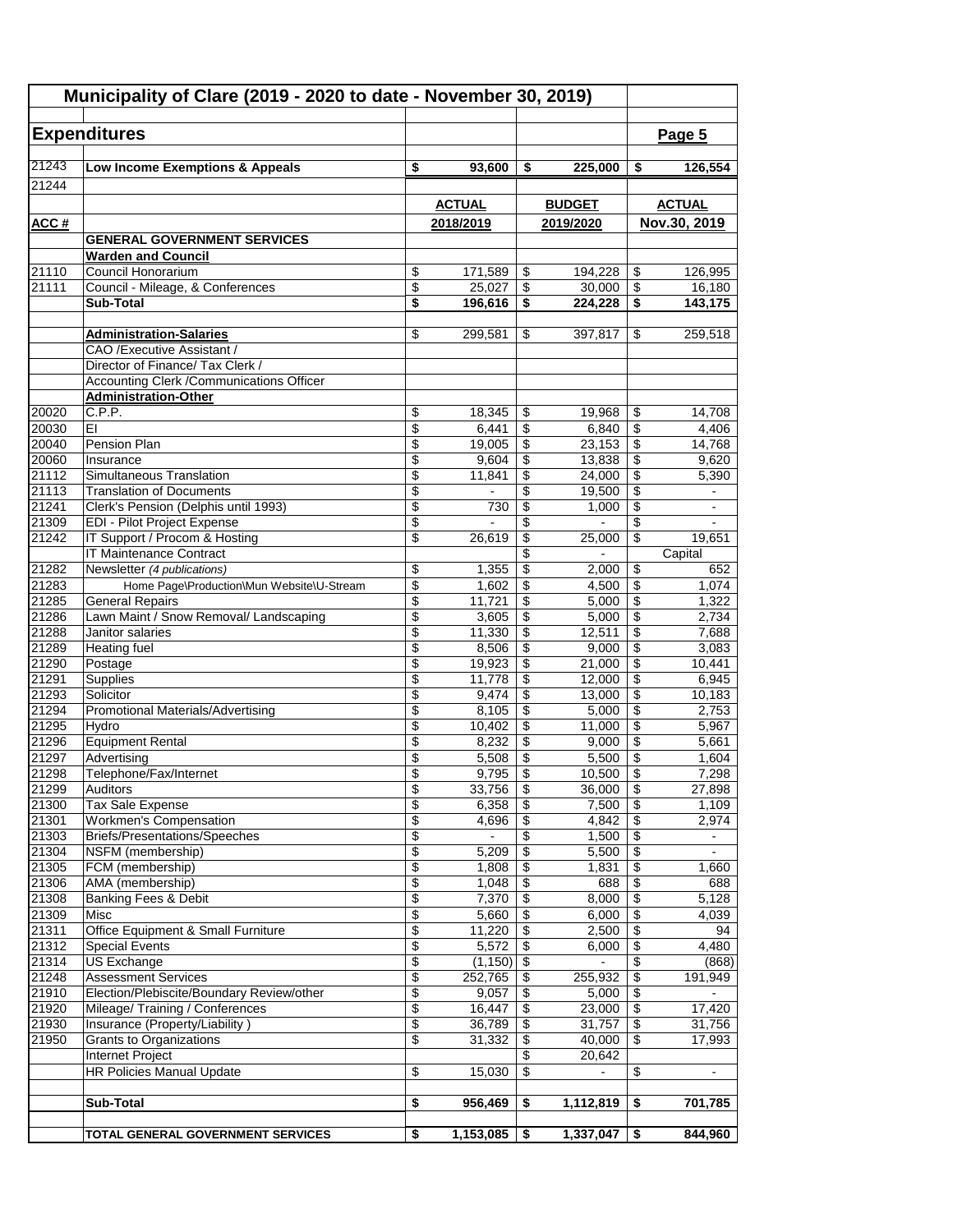## Municipality of Clare (2019 - 2020 to date - November 30, 2019)

### Expenditures

**Page 5**

| ACC # | | ACTUAL 2018/2019 | BUDGET 2019/2020 | ACTUAL Nov.30, 2019 |
|---|---|---|---|---|
| 21243 | **Low Income Exemptions & Appeals** | **$ 93,600** | **$ 225,000** | **$ 126,554** |
| 21244 | | | | |
| | **GENERAL GOVERNMENT SERVICES** | | | |
| | **Warden and Council** | | | |
| 21110 | Council Honorarium | $ 171,589 | $ 194,228 | $ 126,995 |
| 21111 | Council - Mileage, & Conferences | $ 25,027 | $ 30,000 | $ 16,180 |
| | **Sub-Total** | **$ 196,616** | **$ 224,228** | **$ 143,175** |
| | | | | |
| | **Administration-Salaries** | $ 299,581 | $ 397,817 | $ 259,518 |
| | CAO /Executive Assistant / | | | |
| | Director of Finance/ Tax Clerk / | | | |
| | Accounting Clerk /Communications Officer | | | |
| | **Administration-Other** | | | |
| 20020 | C.P.P. | $ 18,345 | $ 19,968 | $ 14,708 |
| 20030 | EI | $ 6,441 | $ 6,840 | $ 4,406 |
| 20040 | Pension Plan | $ 19,005 | $ 23,153 | $ 14,768 |
| 20060 | Insurance | $ 9,604 | $ 13,838 | $ 9,620 |
| 21112 | Simultaneous Translation | $ 11,841 | $ 24,000 | $ 5,390 |
| 21113 | Translation of Documents | $ - | $ 19,500 | $ - |
| 21241 | Clerk's Pension (Delphis until 1993) | $ 730 | $ 1,000 | $ - |
| 21309 | EDI - Pilot Project Expense | $ - | $ - | $ - |
| 21242 | IT Support / Procom & Hosting | $ 26,619 | $ 25,000 | $ 19,651 |
| | IT Maintenance Contract | | $ - | Capital |
| 21282 | Newsletter *(4 publications)* | $ 1,355 | $ 2,000 | $ 652 |
| 21283 | Home Page\Production\Mun Website\U-Stream | $ 1,602 | $ 4,500 | $ 1,074 |
| 21285 | General Repairs | $ 11,721 | $ 5,000 | $ 1,322 |
| 21286 | Lawn Maint / Snow Removal/ Landscaping | $ 3,605 | $ 5,000 | $ 2,734 |
| 21288 | Janitor salaries | $ 11,330 | $ 12,511 | $ 7,688 |
| 21289 | Heating fuel | $ 8,506 | $ 9,000 | $ 3,083 |
| 21290 | Postage | $ 19,923 | $ 21,000 | $ 10,441 |
| 21291 | Supplies | $ 11,778 | $ 12,000 | $ 6,945 |
| 21293 | Solicitor | $ 9,474 | $ 13,000 | $ 10,183 |
| 21294 | Promotional Materials/Advertising | $ 8,105 | $ 5,000 | $ 2,753 |
| 21295 | Hydro | $ 10,402 | $ 11,000 | $ 5,967 |
| 21296 | Equipment Rental | $ 8,232 | $ 9,000 | $ 5,661 |
| 21297 | Advertising | $ 5,508 | $ 5,500 | $ 1,604 |
| 21298 | Telephone/Fax/Internet | $ 9,795 | $ 10,500 | $ 7,298 |
| 21299 | Auditors | $ 33,756 | $ 36,000 | $ 27,898 |
| 21300 | Tax Sale Expense | $ 6,358 | $ 7,500 | $ 1,109 |
| 21301 | Workmen's Compensation | $ 4,696 | $ 4,842 | $ 2,974 |
| 21303 | Briefs/Presentations/Speeches | $ - | $ 1,500 | $ - |
| 21304 | NSFM (membership) | $ 5,209 | $ 5,500 | $ - |
| 21305 | FCM (membership) | $ 1,808 | $ 1,831 | $ 1,660 |
| 21306 | AMA (membership) | $ 1,048 | $ 688 | $ 688 |
| 21308 | Banking Fees & Debit | $ 7,370 | $ 8,000 | $ 5,128 |
| 21309 | Misc | $ 5,660 | $ 6,000 | $ 4,039 |
| 21311 | Office Equipment & Small Furniture | $ 11,220 | $ 2,500 | $ 94 |
| 21312 | Special Events | $ 5,572 | $ 6,000 | $ 4,480 |
| 21314 | US Exchange | $ (1,150) | $ - | $ (868) |
| 21248 | Assessment Services | $ 252,765 | $ 255,932 | $ 191,949 |
| 21910 | Election/Plebiscite/Boundary Review/other | $ 9,057 | $ 5,000 | $ - |
| 21920 | Mileage/ Training / Conferences | $ 16,447 | $ 23,000 | $ 17,420 |
| 21930 | Insurance (Property/Liability ) | $ 36,789 | $ 31,757 | $ 31,756 |
| 21950 | Grants to Organizations | $ 31,332 | $ 40,000 | $ 17,993 |
| | Internet Project | | $ 20,642 | |
| | HR Policies Manual Update | $ 15,030 | $ - | $ - |
| | | | | |
| | **Sub-Total** | **$ 956,469** | **$ 1,112,819** | **$ 701,785** |
| | | | | |
| | **TOTAL GENERAL GOVERNMENT SERVICES** | **$ 1,153,085** | **$ 1,337,047** | **$ 844,960** |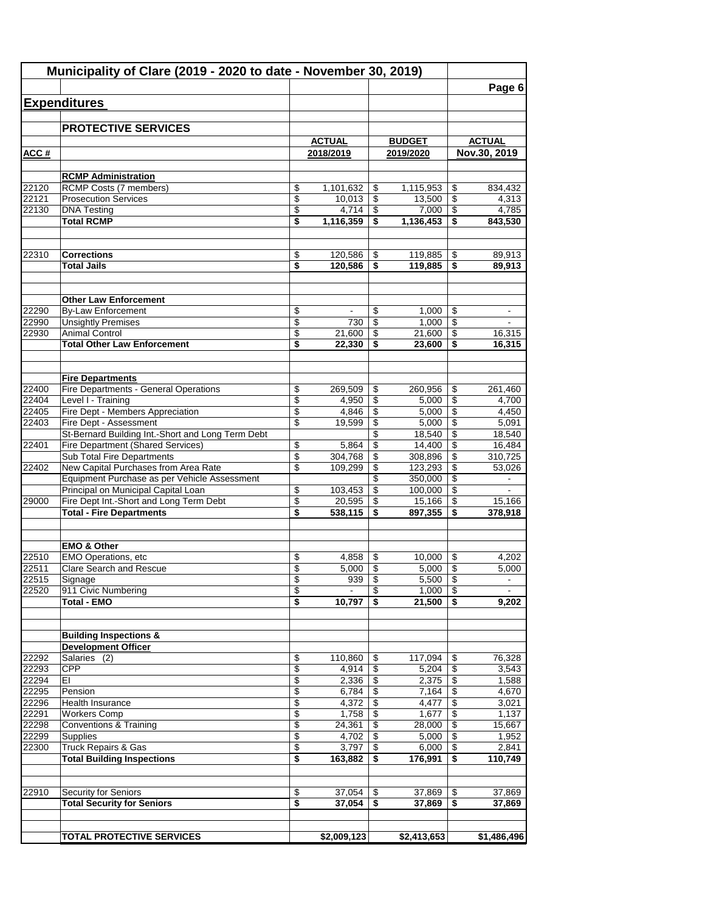# Municipality of Clare (2019 - 2020 to date - November 30, 2019)

Page 6

## Expenditures

### PROTECTIVE SERVICES

| ACC # | | ACTUAL 2018/2019 | BUDGET 2019/2020 | ACTUAL Nov.30, 2019 |
|---|---|---|---|---|
| | **RCMP Administration** | | | |
| 22120 | RCMP Costs (7 members) | $ 1,101,632 | $ 1,115,953 | $ 834,432 |
| 22121 | Prosecution Services | $ 10,013 | $ 13,500 | $ 4,313 |
| 22130 | DNA Testing | $ 4,714 | $ 7,000 | $ 4,785 |
| | **Total RCMP** | **$ 1,116,359** | **$ 1,136,453** | **$ 843,530** |
| | | | | |
| 22310 | **Corrections** | $ 120,586 | $ 119,885 | $ 89,913 |
| | **Total Jails** | **$ 120,586** | **$ 119,885** | **$ 89,913** |
| | | | | |
| | **Other Law Enforcement** | | | |
| 22290 | By-Law Enforcement | $ - | $ 1,000 | $ - |
| 22990 | Unsightly Premises | $ 730 | $ 1,000 | $ - |
| 22930 | Animal Control | $ 21,600 | $ 21,600 | $ 16,315 |
| | **Total Other Law Enforcement** | **$ 22,330** | **$ 23,600** | **$ 16,315** |
| | | | | |
| | **Fire Departments** | | | |
| 22400 | Fire Departments - General Operations | $ 269,509 | $ 260,956 | $ 261,460 |
| 22404 | Level I - Training | $ 4,950 | $ 5,000 | $ 4,700 |
| 22405 | Fire Dept - Members Appreciation | $ 4,846 | $ 5,000 | $ 4,450 |
| 22403 | Fire Dept - Assessment | $ 19,599 | $ 5,000 | $ 5,091 |
| | St-Bernard Building Int.-Short and Long Term Debt | | $ 18,540 | $ 18,540 |
| 22401 | Fire Department (Shared Services) | $ 5,864 | $ 14,400 | $ 16,484 |
| | Sub Total Fire Departments | $ 304,768 | $ 308,896 | $ 310,725 |
| 22402 | New Capital Purchases from Area Rate | $ 109,299 | $ 123,293 | $ 53,026 |
| | Equipment Purchase as per Vehicle Assessment | | $ 350,000 | $ - |
| | Principal on Municipal Capital Loan | $ 103,453 | $ 100,000 | $ - |
| 29000 | Fire Dept Int.-Short and Long Term Debt | $ 20,595 | $ 15,166 | $ 15,166 |
| | **Total - Fire Departments** | **$ 538,115** | **$ 897,355** | **$ 378,918** |
| | | | | |
| | **EMO & Other** | | | |
| 22510 | EMO Operations, etc | $ 4,858 | $ 10,000 | $ 4,202 |
| 22511 | Clare Search and Rescue | $ 5,000 | $ 5,000 | $ 5,000 |
| 22515 | Signage | $ 939 | $ 5,500 | $ - |
| 22520 | 911 Civic Numbering | $ - | $ 1,000 | $ - |
| | **Total - EMO** | **$ 10,797** | **$ 21,500** | **$ 9,202** |
| | | | | |
| | **Building Inspections & Development Officer** | | | |
| 22292 | Salaries (2) | $ 110,860 | $ 117,094 | $ 76,328 |
| 22293 | CPP | $ 4,914 | $ 5,204 | $ 3,543 |
| 22294 | EI | $ 2,336 | $ 2,375 | $ 1,588 |
| 22295 | Pension | $ 6,784 | $ 7,164 | $ 4,670 |
| 22296 | Health Insurance | $ 4,372 | $ 4,477 | $ 3,021 |
| 22291 | Workers Comp | $ 1,758 | $ 1,677 | $ 1,137 |
| 22298 | Conventions & Training | $ 24,361 | $ 28,000 | $ 15,667 |
| 22299 | Supplies | $ 4,702 | $ 5,000 | $ 1,952 |
| 22300 | Truck Repairs & Gas | $ 3,797 | $ 6,000 | $ 2,841 |
| | **Total Building Inspections** | **$ 163,882** | **$ 176,991** | **$ 110,749** |
| | | | | |
| 22910 | Security for Seniors | $ 37,054 | $ 37,869 | $ 37,869 |
| | **Total Security for Seniors** | **$ 37,054** | **$ 37,869** | **$ 37,869** |
| | | | | |
| | **TOTAL PROTECTIVE SERVICES** | **$2,009,123** | **$2,413,653** | **$1,486,496** |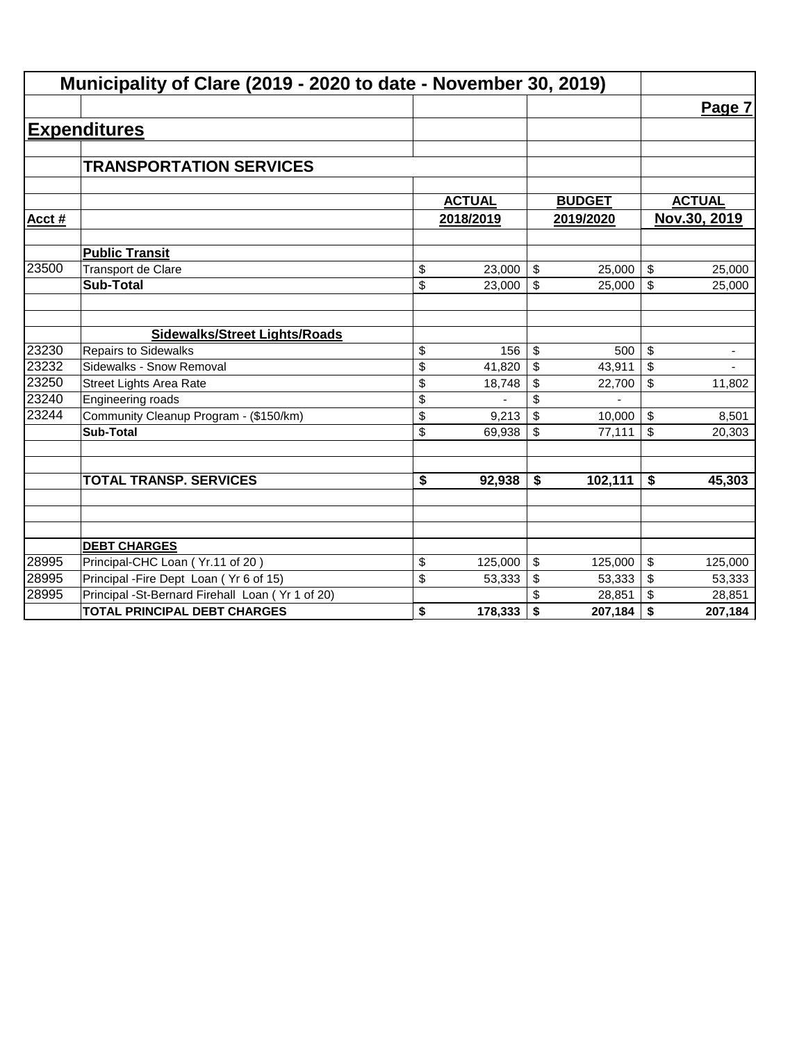# Municipality of Clare (2019 - 2020 to date - November 30, 2019)

## Expenditures

### TRANSPORTATION SERVICES

| Acct # | | ACTUAL 2018/2019 | BUDGET 2019/2020 | ACTUAL Nov.30, 2019 |
|---|---|---|---|---|
| | **Public Transit** | | | |
| 23500 | Transport de Clare | $ 23,000 | $ 25,000 | $ 25,000 |
| | **Sub-Total** | $ 23,000 | $ 25,000 | $ 25,000 |
| | | | | |
| | **Sidewalks/Street Lights/Roads** | | | |
| 23230 | Repairs to Sidewalks | $ 156 | $ 500 | $ - |
| 23232 | Sidewalks - Snow Removal | $ 41,820 | $ 43,911 | $ - |
| 23250 | Street Lights Area Rate | $ 18,748 | $ 22,700 | $ 11,802 |
| 23240 | Engineering roads | $ - | $ - | |
| 23244 | Community Cleanup Program - ($150/km) | $ 9,213 | $ 10,000 | $ 8,501 |
| | **Sub-Total** | $ 69,938 | $ 77,111 | $ 20,303 |
| | | | | |
| | **TOTAL TRANSP. SERVICES** | **$ 92,938** | **$ 102,111** | **$ 45,303** |
| | | | | |
| | **DEBT CHARGES** | | | |
| 28995 | Principal-CHC Loan ( Yr.11 of 20 ) | $ 125,000 | $ 125,000 | $ 125,000 |
| 28995 | Principal -Fire Dept Loan ( Yr 6 of 15) | $ 53,333 | $ 53,333 | $ 53,333 |
| 28995 | Principal -St-Bernard Firehall Loan ( Yr 1 of 20) | | $ 28,851 | $ 28,851 |
| | **TOTAL PRINCIPAL DEBT CHARGES** | **$ 178,333** | **$ 207,184** | **$ 207,184** |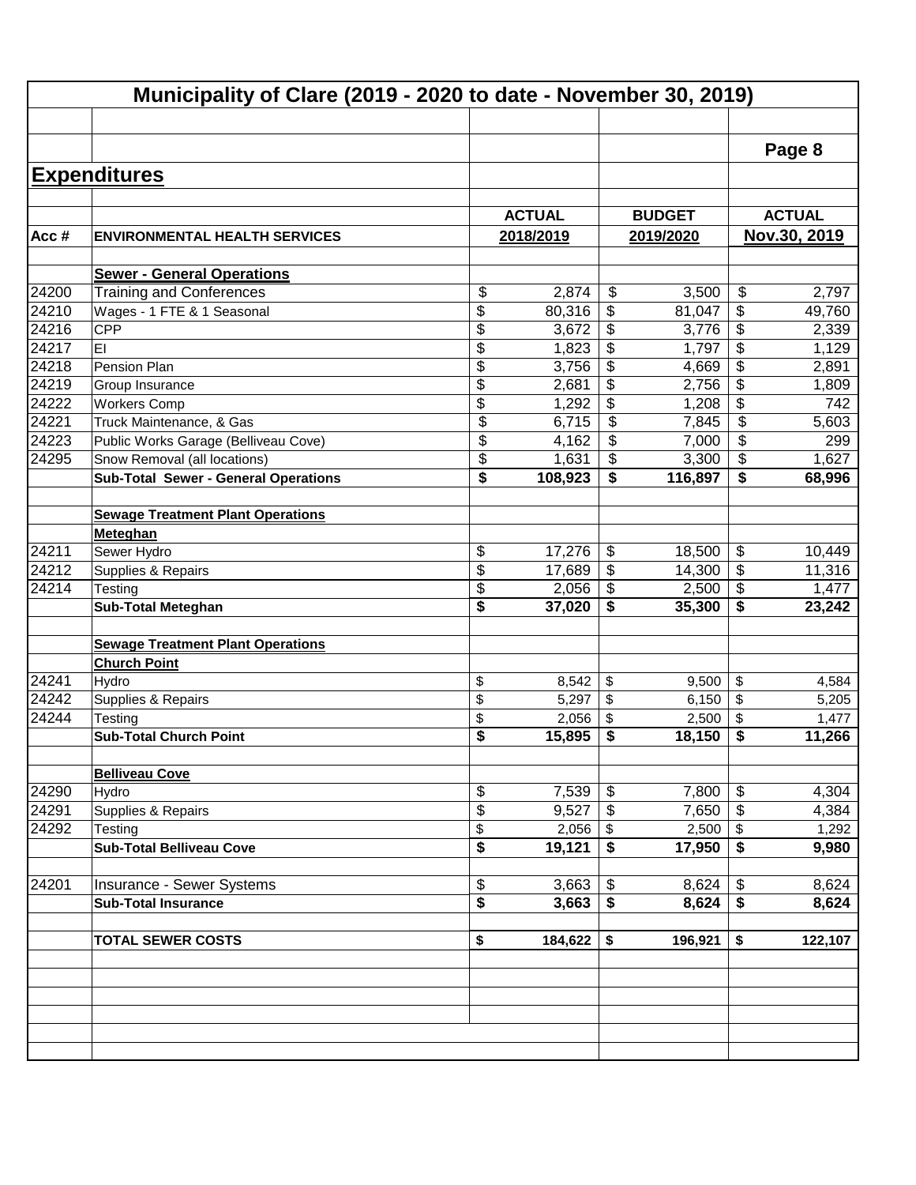# Municipality of Clare (2019 - 2020 to date - November 30, 2019)

Page 8

## Expenditures

| Acc # | ENVIRONMENTAL HEALTH SERVICES | ACTUAL 2018/2019 | BUDGET 2019/2020 | ACTUAL Nov.30, 2019 |
|---|---|---|---|---|
| | **Sewer - General Operations** | | | |
| 24200 | Training and Conferences | $ 2,874 | $ 3,500 | $ 2,797 |
| 24210 | Wages - 1 FTE & 1 Seasonal | $ 80,316 | $ 81,047 | $ 49,760 |
| 24216 | CPP | $ 3,672 | $ 3,776 | $ 2,339 |
| 24217 | EI | $ 1,823 | $ 1,797 | $ 1,129 |
| 24218 | Pension Plan | $ 3,756 | $ 4,669 | $ 2,891 |
| 24219 | Group Insurance | $ 2,681 | $ 2,756 | $ 1,809 |
| 24222 | Workers Comp | $ 1,292 | $ 1,208 | $ 742 |
| 24221 | Truck Maintenance, & Gas | $ 6,715 | $ 7,845 | $ 5,603 |
| 24223 | Public Works Garage (Belliveau Cove) | $ 4,162 | $ 7,000 | $ 299 |
| 24295 | Snow Removal (all locations) | $ 1,631 | $ 3,300 | $ 1,627 |
| | **Sub-Total Sewer - General Operations** | **$ 108,923** | **$ 116,897** | **$ 68,996** |
| | **Sewage Treatment Plant Operations** | | | |
| | **Meteghan** | | | |
| 24211 | Sewer Hydro | $ 17,276 | $ 18,500 | $ 10,449 |
| 24212 | Supplies & Repairs | $ 17,689 | $ 14,300 | $ 11,316 |
| 24214 | Testing | $ 2,056 | $ 2,500 | $ 1,477 |
| | **Sub-Total Meteghan** | **$ 37,020** | **$ 35,300** | **$ 23,242** |
| | **Sewage Treatment Plant Operations** | | | |
| | **Church Point** | | | |
| 24241 | Hydro | $ 8,542 | $ 9,500 | $ 4,584 |
| 24242 | Supplies & Repairs | $ 5,297 | $ 6,150 | $ 5,205 |
| 24244 | Testing | $ 2,056 | $ 2,500 | $ 1,477 |
| | **Sub-Total Church Point** | **$ 15,895** | **$ 18,150** | **$ 11,266** |
| | **Belliveau Cove** | | | |
| 24290 | Hydro | $ 7,539 | $ 7,800 | $ 4,304 |
| 24291 | Supplies & Repairs | $ 9,527 | $ 7,650 | $ 4,384 |
| 24292 | Testing | $ 2,056 | $ 2,500 | $ 1,292 |
| | **Sub-Total Belliveau Cove** | **$ 19,121** | **$ 17,950** | **$ 9,980** |
| 24201 | Insurance - Sewer Systems | $ 3,663 | $ 8,624 | $ 8,624 |
| | **Sub-Total Insurance** | **$ 3,663** | **$ 8,624** | **$ 8,624** |
| | **TOTAL SEWER COSTS** | **$ 184,622** | **$ 196,921** | **$ 122,107** |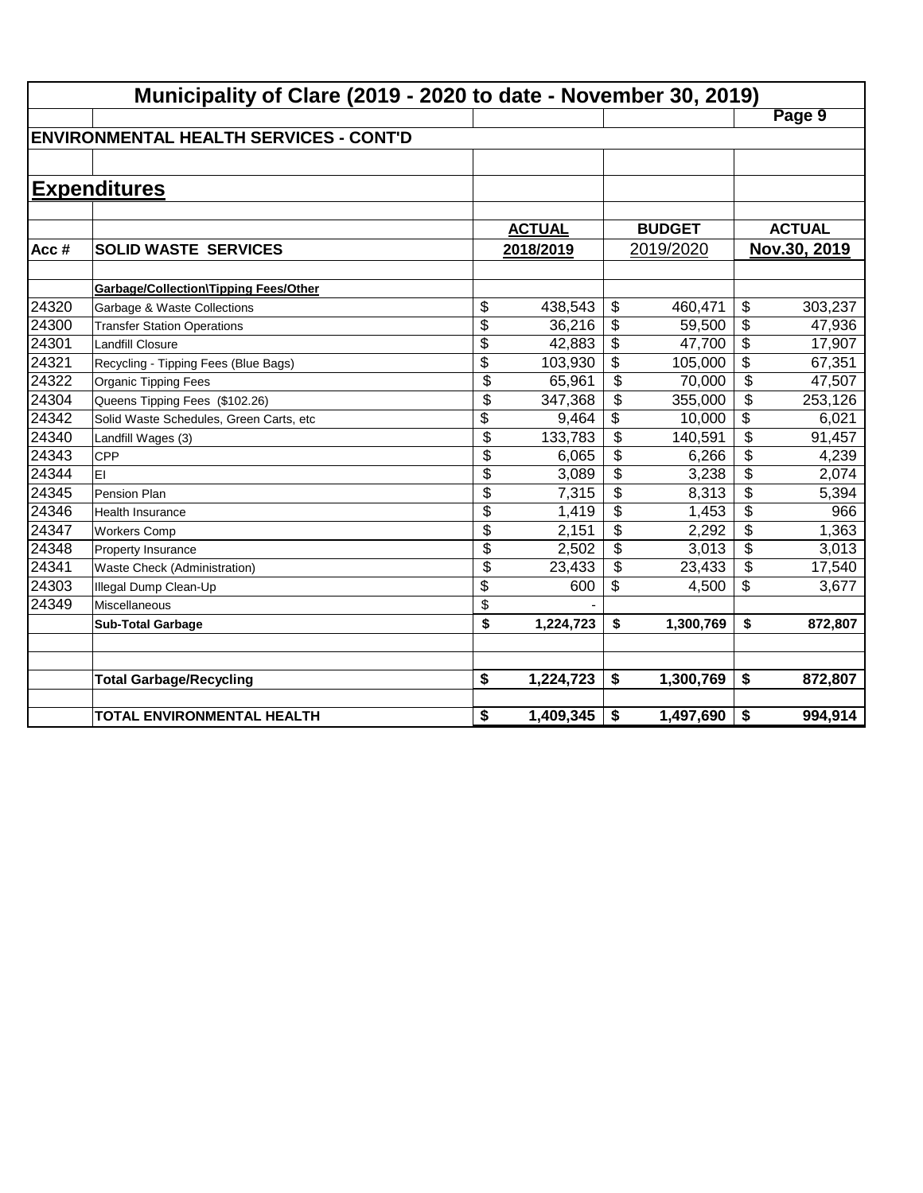# Municipality of Clare (2019 - 2020 to date - November 30, 2019)

## ENVIRONMENTAL HEALTH SERVICES - CONT'D

## Expenditures

| Acc # | SOLID WASTE SERVICES | ACTUAL 2018/2019 | BUDGET 2019/2020 | ACTUAL Nov.30, 2019 |
|---|---|---|---|---|
| | **Garbage/Collection\Tipping Fees/Other** | | | |
| 24320 | Garbage & Waste Collections | $ 438,543 | $ 460,471 | $ 303,237 |
| 24300 | Transfer Station Operations | $ 36,216 | $ 59,500 | $ 47,936 |
| 24301 | Landfill Closure | $ 42,883 | $ 47,700 | $ 17,907 |
| 24321 | Recycling - Tipping Fees (Blue Bags) | $ 103,930 | $ 105,000 | $ 67,351 |
| 24322 | Organic Tipping Fees | $ 65,961 | $ 70,000 | $ 47,507 |
| 24304 | Queens Tipping Fees ($102.26) | $ 347,368 | $ 355,000 | $ 253,126 |
| 24342 | Solid Waste Schedules, Green Carts, etc | $ 9,464 | $ 10,000 | $ 6,021 |
| 24340 | Landfill Wages (3) | $ 133,783 | $ 140,591 | $ 91,457 |
| 24343 | CPP | $ 6,065 | $ 6,266 | $ 4,239 |
| 24344 | EI | $ 3,089 | $ 3,238 | $ 2,074 |
| 24345 | Pension Plan | $ 7,315 | $ 8,313 | $ 5,394 |
| 24346 | Health Insurance | $ 1,419 | $ 1,453 | $ 966 |
| 24347 | Workers Comp | $ 2,151 | $ 2,292 | $ 1,363 |
| 24348 | Property Insurance | $ 2,502 | $ 3,013 | $ 3,013 |
| 24341 | Waste Check (Administration) | $ 23,433 | $ 23,433 | $ 17,540 |
| 24303 | Illegal Dump Clean-Up | $ 600 | $ 4,500 | $ 3,677 |
| 24349 | Miscellaneous | $ - | | |
| | **Sub-Total Garbage** | **$ 1,224,723** | **$ 1,300,769** | **$ 872,807** |
| | | | | |
| | **Total Garbage/Recycling** | **$ 1,224,723** | **$ 1,300,769** | **$ 872,807** |
| | | | | |
| | **TOTAL ENVIRONMENTAL HEALTH** | **$ 1,409,345** | **$ 1,497,690** | **$ 994,914** |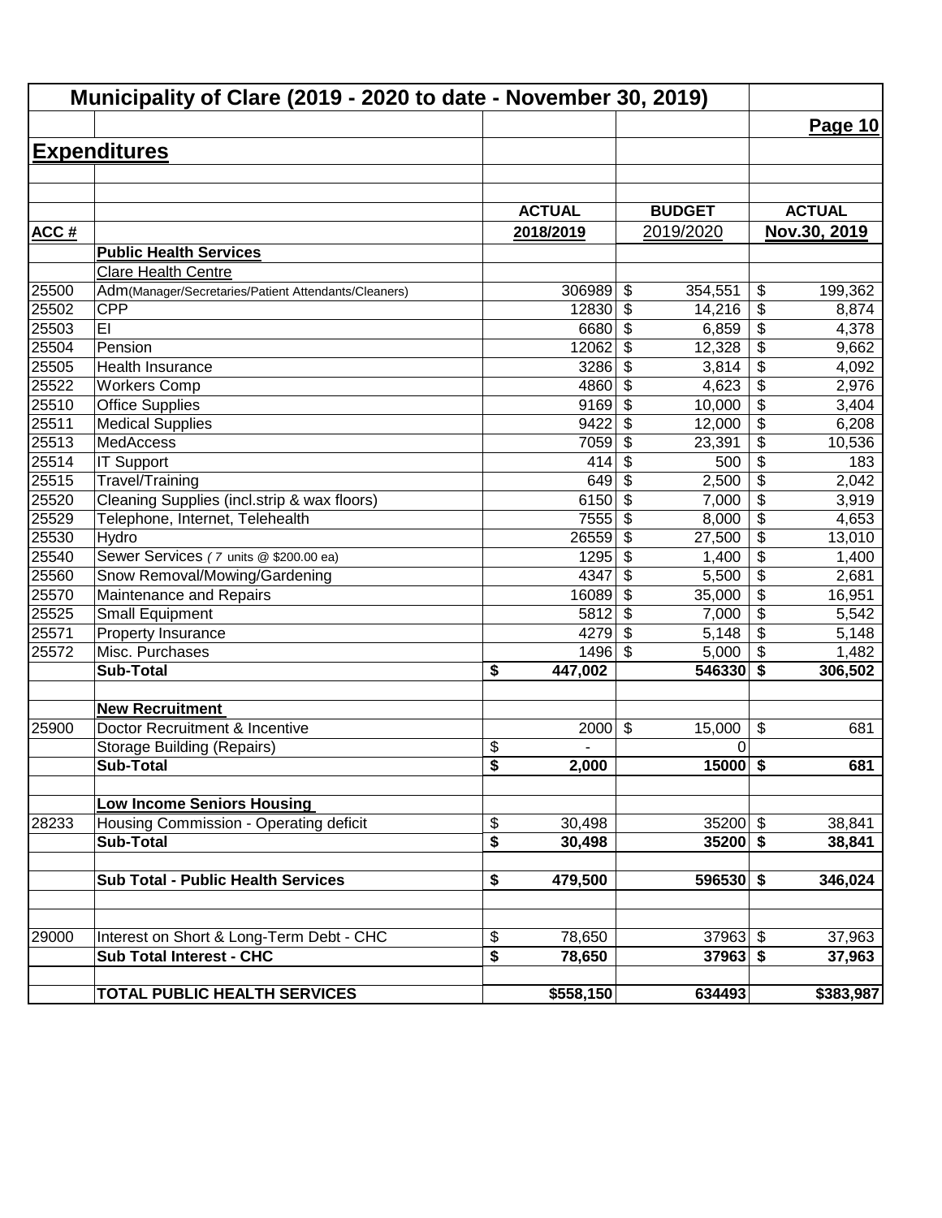## Municipality of Clare (2019 - 2020 to date - November 30, 2019)

## Expenditures

| ACC # | | ACTUAL 2018/2019 | BUDGET 2019/2020 | ACTUAL Nov.30, 2019 |
|---|---|---|---|---|
| | **Public Health Services** | | | |
| | Clare Health Centre | | | |
| 25500 | Adm(Manager/Secretaries/Patient Attendants/Cleaners) | 306989 | $ 354,551 | $ 199,362 |
| 25502 | CPP | 12830 | $ 14,216 | $ 8,874 |
| 25503 | EI | 6680 | $ 6,859 | $ 4,378 |
| 25504 | Pension | 12062 | $ 12,328 | $ 9,662 |
| 25505 | Health Insurance | 3286 | $ 3,814 | $ 4,092 |
| 25522 | Workers Comp | 4860 | $ 4,623 | $ 2,976 |
| 25510 | Office Supplies | 9169 | $ 10,000 | $ 3,404 |
| 25511 | Medical Supplies | 9422 | $ 12,000 | $ 6,208 |
| 25513 | MedAccess | 7059 | $ 23,391 | $ 10,536 |
| 25514 | IT Support | 414 | $ 500 | $ 183 |
| 25515 | Travel/Training | 649 | $ 2,500 | $ 2,042 |
| 25520 | Cleaning Supplies (incl.strip & wax floors) | 6150 | $ 7,000 | $ 3,919 |
| 25529 | Telephone, Internet, Telehealth | 7555 | $ 8,000 | $ 4,653 |
| 25530 | Hydro | 26559 | $ 27,500 | $ 13,010 |
| 25540 | Sewer Services ( 7 units @ $200.00 ea) | 1295 | $ 1,400 | $ 1,400 |
| 25560 | Snow Removal/Mowing/Gardening | 4347 | $ 5,500 | $ 2,681 |
| 25570 | Maintenance and Repairs | 16089 | $ 35,000 | $ 16,951 |
| 25525 | Small Equipment | 5812 | $ 7,000 | $ 5,542 |
| 25571 | Property Insurance | 4279 | $ 5,148 | $ 5,148 |
| 25572 | Misc. Purchases | 1496 | $ 5,000 | $ 1,482 |
| | **Sub-Total** | **$ 447,002** | **546330** | **$ 306,502** |
| | | | | |
| | **New Recruitment** | | | |
| 25900 | Doctor Recruitment & Incentive | 2000 | $ 15,000 | $ 681 |
| | Storage Building (Repairs) | $ - | 0 | |
| | **Sub-Total** | **$ 2,000** | **15000** | **$ 681** |
| | | | | |
| | **Low Income Seniors Housing** | | | |
| 28233 | Housing Commission - Operating deficit | $ 30,498 | 35200 | $ 38,841 |
| | **Sub-Total** | **$ 30,498** | **35200** | **$ 38,841** |
| | | | | |
| | **Sub Total - Public Health Services** | **$ 479,500** | **596530** | **$ 346,024** |
| | | | | |
| 29000 | Interest on Short & Long-Term Debt - CHC | $ 78,650 | 37963 | $ 37,963 |
| | **Sub Total Interest - CHC** | **$ 78,650** | **37963** | **$ 37,963** |
| | | | | |
| | **TOTAL PUBLIC HEALTH SERVICES** | **$558,150** | **634493** | **$383,987** |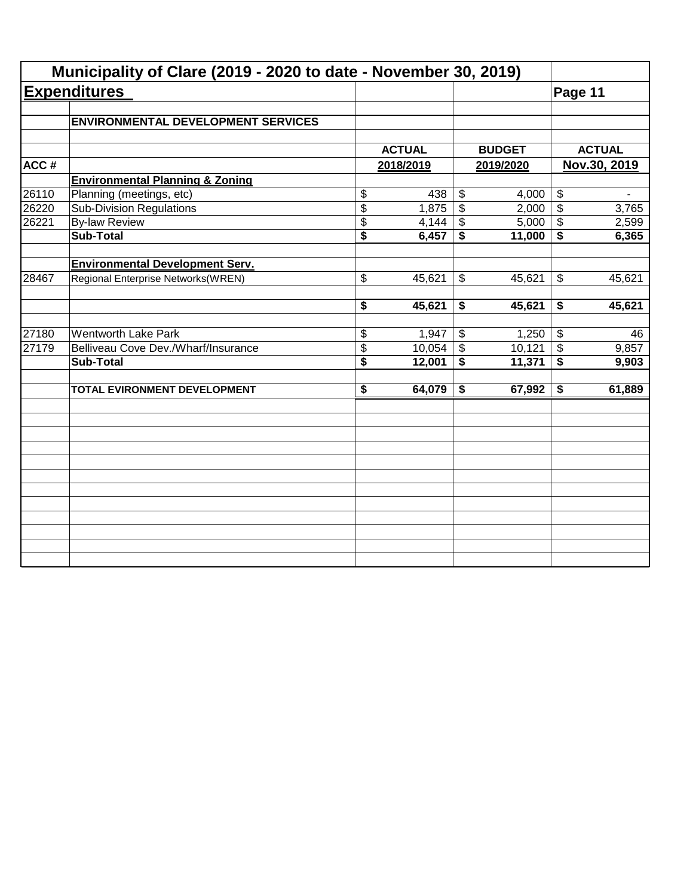## Municipality of Clare (2019 - 2020 to date - November 30, 2019)

**Expenditures** — Page 11

| ACC # | ENVIRONMENTAL DEVELOPMENT SERVICES | ACTUAL 2018/2019 | BUDGET 2019/2020 | ACTUAL Nov.30, 2019 |
|---|---|---|---|---|
| | **Environmental Planning & Zoning** | | | |
| 26110 | Planning (meetings, etc) | $ 438 | $ 4,000 | $ - |
| 26220 | Sub-Division Regulations | $ 1,875 | $ 2,000 | $ 3,765 |
| 26221 | By-law Review | $ 4,144 | $ 5,000 | $ 2,599 |
| | **Sub-Total** | **$ 6,457** | **$ 11,000** | **$ 6,365** |
| | **Environmental Development Serv.** | | | |
| 28467 | Regional Enterprise Networks(WREN) | $ 45,621 | $ 45,621 | $ 45,621 |
| | | **$ 45,621** | **$ 45,621** | **$ 45,621** |
| 27180 | Wentworth Lake Park | $ 1,947 | $ 1,250 | $ 46 |
| 27179 | Belliveau Cove Dev./Wharf/Insurance | $ 10,054 | $ 10,121 | $ 9,857 |
| | **Sub-Total** | **$ 12,001** | **$ 11,371** | **$ 9,903** |
| | **TOTAL EVIRONMENT DEVELOPMENT** | **$ 64,079** | **$ 67,992** | **$ 61,889** |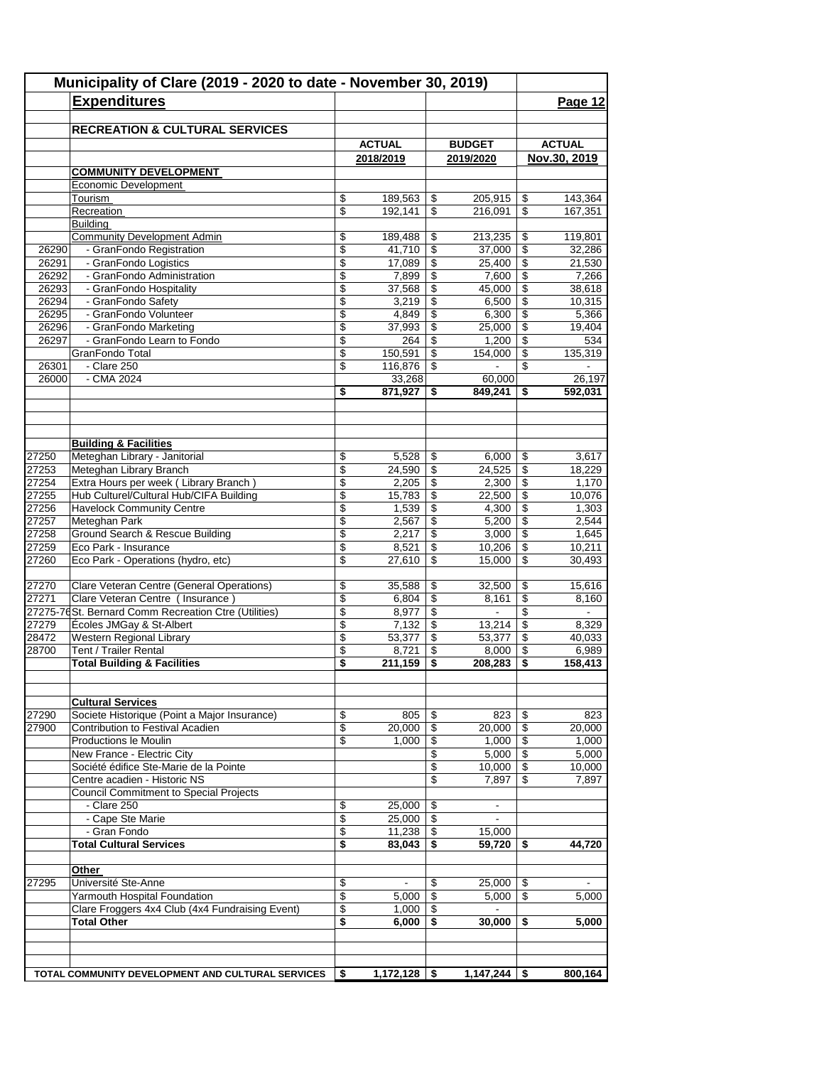# Municipality of Clare (2019 - 2020 to date - November 30, 2019)

## Expenditures

Page 12

### RECREATION & CULTURAL SERVICES

| | | ACTUAL 2018/2019 | BUDGET 2019/2020 | ACTUAL Nov.30, 2019 |
|---|---|---|---|---|
| | **COMMUNITY DEVELOPMENT** | | | |
| | Economic Development | | | |
| | Tourism | $ 189,563 | $ 205,915 | $ 143,364 |
| | Recreation | $ 192,141 | $ 216,091 | $ 167,351 |
| | Building | | | |
| | Community Development Admin | $ 189,488 | $ 213,235 | $ 119,801 |
| 26290 | - GranFondo Registration | $ 41,710 | $ 37,000 | $ 32,286 |
| 26291 | - GranFondo Logistics | $ 17,089 | $ 25,400 | $ 21,530 |
| 26292 | - GranFondo Administration | $ 7,899 | $ 7,600 | $ 7,266 |
| 26293 | - GranFondo Hospitality | $ 37,568 | $ 45,000 | $ 38,618 |
| 26294 | - GranFondo Safety | $ 3,219 | $ 6,500 | $ 10,315 |
| 26295 | - GranFondo Volunteer | $ 4,849 | $ 6,300 | $ 5,366 |
| 26296 | - GranFondo Marketing | $ 37,993 | $ 25,000 | $ 19,404 |
| 26297 | - GranFondo Learn to Fondo | $ 264 | $ 1,200 | $ 534 |
| | GranFondo Total | $ 150,591 | $ 154,000 | $ 135,319 |
| 26301 | - Clare 250 | $ 116,876 | $ - | $ - |
| 26000 | - CMA 2024 | 33,268 | 60,000 | 26,197 |
| | | **$ 871,927** | **$ 849,241** | **$ 592,031** |
| | **Building & Facilities** | | | |
| 27250 | Meteghan Library - Janitorial | $ 5,528 | $ 6,000 | $ 3,617 |
| 27253 | Meteghan Library Branch | $ 24,590 | $ 24,525 | $ 18,229 |
| 27254 | Extra Hours per week ( Library Branch ) | $ 2,205 | $ 2,300 | $ 1,170 |
| 27255 | Hub Culturel/Cultural Hub/CIFA Building | $ 15,783 | $ 22,500 | $ 10,076 |
| 27256 | Havelock Community Centre | $ 1,539 | $ 4,300 | $ 1,303 |
| 27257 | Meteghan Park | $ 2,567 | $ 5,200 | $ 2,544 |
| 27258 | Ground Search & Rescue Building | $ 2,217 | $ 3,000 | $ 1,645 |
| 27259 | Eco Park - Insurance | $ 8,521 | $ 10,206 | $ 10,211 |
| 27260 | Eco Park - Operations (hydro, etc) | $ 27,610 | $ 15,000 | $ 30,493 |
| 27270 | Clare Veteran Centre (General Operations) | $ 35,588 | $ 32,500 | $ 15,616 |
| 27271 | Clare Veteran Centre ( Insurance ) | $ 6,804 | $ 8,161 | $ 8,160 |
| 27275-76 | St. Bernard Comm Recreation Ctre (Utilities) | $ 8,977 | $ - | $ - |
| 27279 | Écoles JMGay & St-Albert | $ 7,132 | $ 13,214 | $ 8,329 |
| 28472 | Western Regional Library | $ 53,377 | $ 53,377 | $ 40,033 |
| 28700 | Tent / Trailer Rental | $ 8,721 | $ 8,000 | $ 6,989 |
| | **Total Building & Facilities** | **$ 211,159** | **$ 208,283** | **$ 158,413** |
| | **Cultural Services** | | | |
| 27290 | Societe Historique (Point a Major Insurance) | $ 805 | $ 823 | $ 823 |
| 27900 | Contribution to Festival Acadien | $ 20,000 | $ 20,000 | $ 20,000 |
| | Productions le Moulin | $ 1,000 | $ 1,000 | $ 1,000 |
| | New France - Electric City | | $ 5,000 | $ 5,000 |
| | Société édifice Ste-Marie de la Pointe | | $ 10,000 | $ 10,000 |
| | Centre acadien - Historic NS | | $ 7,897 | $ 7,897 |
| | Council Commitment to Special Projects | | | |
| | - Clare 250 | $ 25,000 | $ - | |
| | - Cape Ste Marie | $ 25,000 | $ - | |
| | - Gran Fondo | $ 11,238 | $ 15,000 | |
| | **Total Cultural Services** | **$ 83,043** | **$ 59,720** | **$ 44,720** |
| | **Other** | | | |
| 27295 | Université Ste-Anne | $ - | $ 25,000 | $ - |
| | Yarmouth Hospital Foundation | $ 5,000 | $ 5,000 | $ 5,000 |
| | Clare Froggers 4x4 Club (4x4 Fundraising Event) | $ 1,000 | $ - | |
| | **Total Other** | **$ 6,000** | **$ 30,000** | **$ 5,000** |
| | **TOTAL COMMUNITY DEVELOPMENT AND CULTURAL SERVICES** | **$ 1,172,128** | **$ 1,147,244** | **$ 800,164** |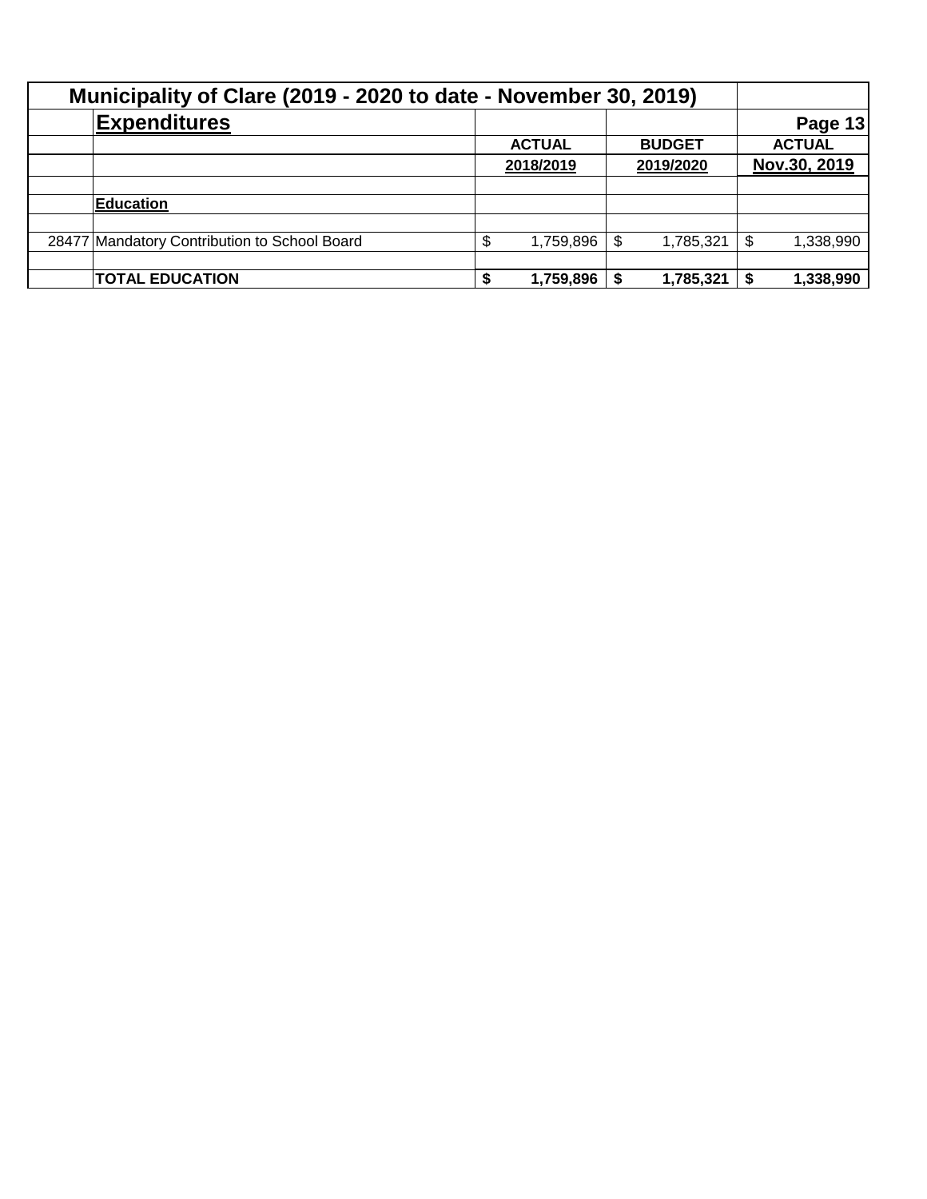| | Municipality of Clare (2019 - 2020 to date - November 30, 2019) | | | |
|---|---|---|---|---|
| | **Expenditures** | | | **Page 13** |
| | | **ACTUAL** | **BUDGET** | **ACTUAL** |
| | | **2018/2019** | **2019/2020** | **Nov.30, 2019** |
| | | | | |
| | **Education** | | | |
| | | | | |
| 28477 | Mandatory Contribution to School Board | $ 1,759,896 | $ 1,785,321 | $ 1,338,990 |
| | | | | |
| | **TOTAL EDUCATION** | **$ 1,759,896** | **$ 1,785,321** | **$ 1,338,990** |